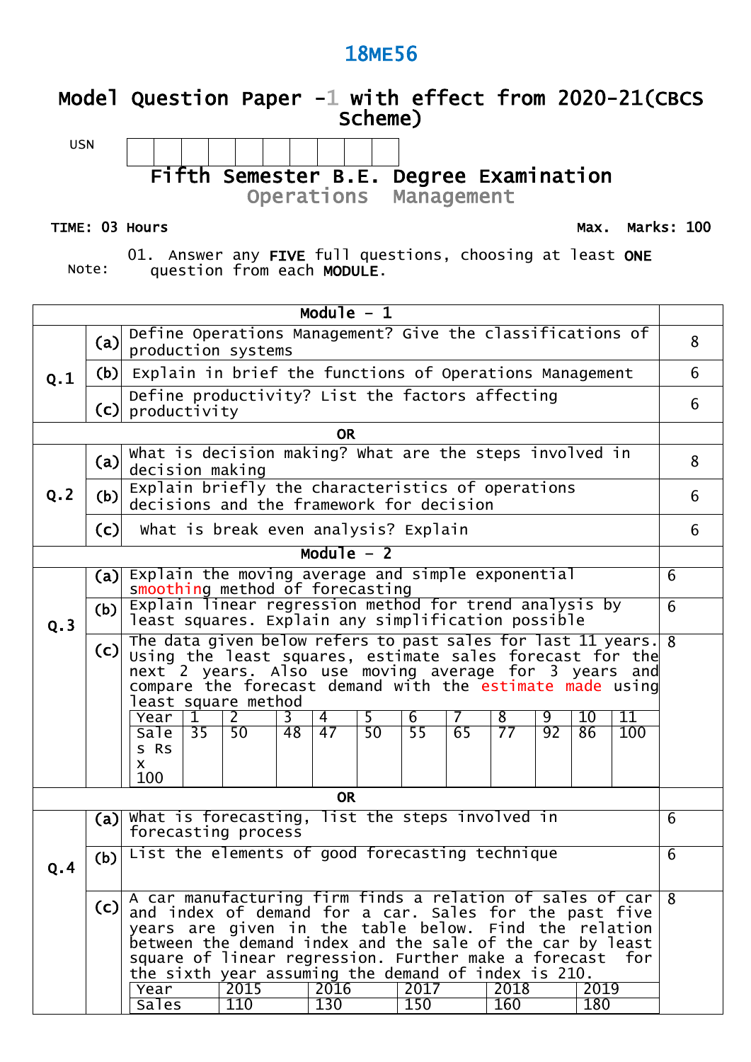# 18ME56

## Model Question Paper -1 with effect from 2020-21(CBCS Scheme)

USN | | | | | | | | | |

### Fifth Semester B.E. Degree Examination
### Operations Management

**TIME: 03 Hours** **Max. Marks: 100**

Note: 01. Answer any **FIVE** full questions, choosing at least **ONE** question from each **MODULE**.

| | | Module – 1 | |
|---|---|---|---|
| Q.1 | (a) | Define Operations Management? Give the classifications of production systems | 8 |
| | (b) | Explain in brief the functions of Operations Management | 6 |
| | (c) | Define productivity? List the factors affecting productivity | 6 |
| | | **OR** | |
| Q.2 | (a) | What is decision making? What are the steps involved in decision making | 8 |
| | (b) | Explain briefly the characteristics of operations decisions and the framework for decision | 6 |
| | (c) | What is break even analysis? Explain | 6 |
| | | **Module – 2** | |
| Q.3 | (a) | Explain the moving average and simple exponential smoothing method of forecasting | 6 |
| | (b) | Explain linear regression method for trend analysis by least squares. Explain any simplification possible | 6 |
| | (c) | The data given below refers to past sales for last 11 years. Using the least squares, estimate sales forecast for the next 2 years. Also use moving average for 3 years and compare the forecast demand with the estimate made using least square method | 8 |

| Year | 1 | 2 | 3 | 4 | 5 | 6 | 7 | 8 | 9 | 10 | 11 |
|---|---|---|---|---|---|---|---|---|---|---|---|
| Sales Rs x 100 | 35 | 50 | 48 | 47 | 50 | 55 | 65 | 77 | 92 | 86 | 100 |

| | | **OR** | |
|---|---|---|---|
| Q.4 | (a) | What is forecasting, list the steps involved in forecasting process | 6 |
| | (b) | List the elements of good forecasting technique | 6 |
| | (c) | A car manufacturing firm finds a relation of sales of car and index of demand for a car. Sales for the past five years are given in the table below. Find the relation between the demand index and the sale of the car by least square of linear regression. Further make a forecast for the sixth year assuming the demand of index is 210. | 8 |

| Year | 2015 | 2016 | 2017 | 2018 | 2019 |
|---|---|---|---|---|---|
| Sales | 110 | 130 | 150 | 160 | 180 |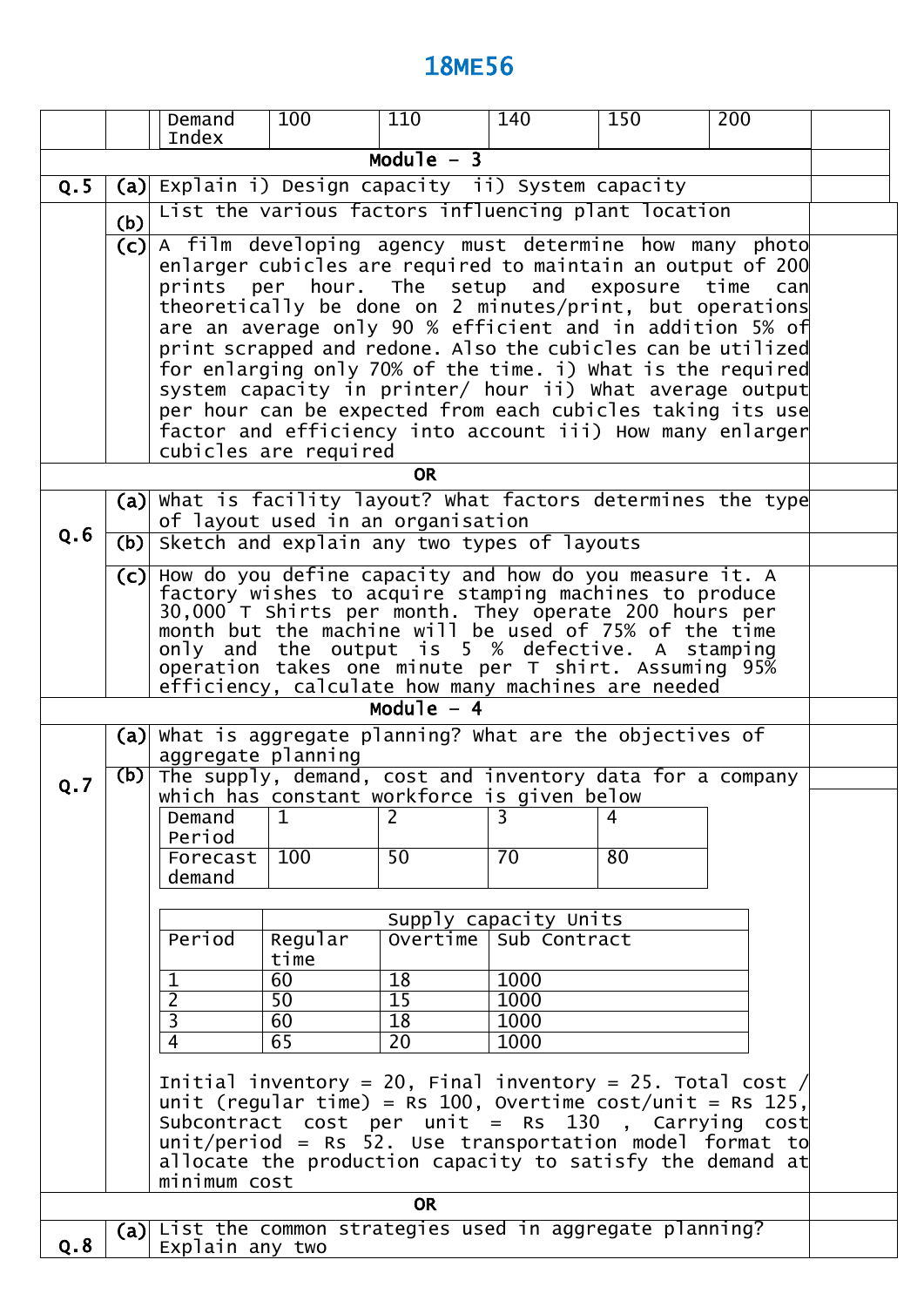| Demand Index | 100 | 110 | 140 | 150 | 200 |
|---|---|---|---|---|---|

## Module – 3

**Q.5**

**(a)** Explain i) Design capacity ii) System capacity

**(b)** List the various factors influencing plant location

**(c)** A film developing agency must determine how many photo enlarger cubicles are required to maintain an output of 200 prints per hour. The setup and exposure time can theoretically be done on 2 minutes/print, but operations are an average only 90 % efficient and in addition 5% of print scrapped and redone. Also the cubicles can be utilized for enlarging only 70% of the time. i) What is the required system capacity in printer/ hour ii) What average output per hour can be expected from each cubicles taking its use factor and efficiency into account iii) How many enlarger cubicles are required

**OR**

**Q.6**

**(a)** What is facility layout? What factors determines the type of layout used in an organisation

**(b)** Sketch and explain any two types of layouts

**(c)** How do you define capacity and how do you measure it. A factory wishes to acquire stamping machines to produce 30,000 T Shirts per month. They operate 200 hours per month but the machine will be used of 75% of the time only and the output is 5 % defective. A stamping operation takes one minute per T shirt. Assuming 95% efficiency, calculate how many machines are needed

## Module – 4

**Q.7**

**(a)** What is aggregate planning? What are the objectives of aggregate planning

**(b)** The supply, demand, cost and inventory data for a company which has constant workforce is given below

| Demand Period | 1 | 2 | 3 | 4 |
|---|---|---|---|---|
| Forecast demand | 100 | 50 | 70 | 80 |

| Period | Supply capacity Units | | |
|---|---|---|---|
| | Regular time | Overtime | Sub Contract |
| 1 | 60 | 18 | 1000 |
| 2 | 50 | 15 | 1000 |
| 3 | 60 | 18 | 1000 |
| 4 | 65 | 20 | 1000 |

Initial inventory = 20, Final inventory = 25. Total cost / unit (regular time) = Rs 100, Overtime cost/unit = Rs 125, Subcontract cost per unit = Rs 130 , Carrying cost unit/period = Rs 52. Use transportation model format to allocate the production capacity to satisfy the demand at minimum cost

**OR**

**Q.8**

**(a)** List the common strategies used in aggregate planning? Explain any two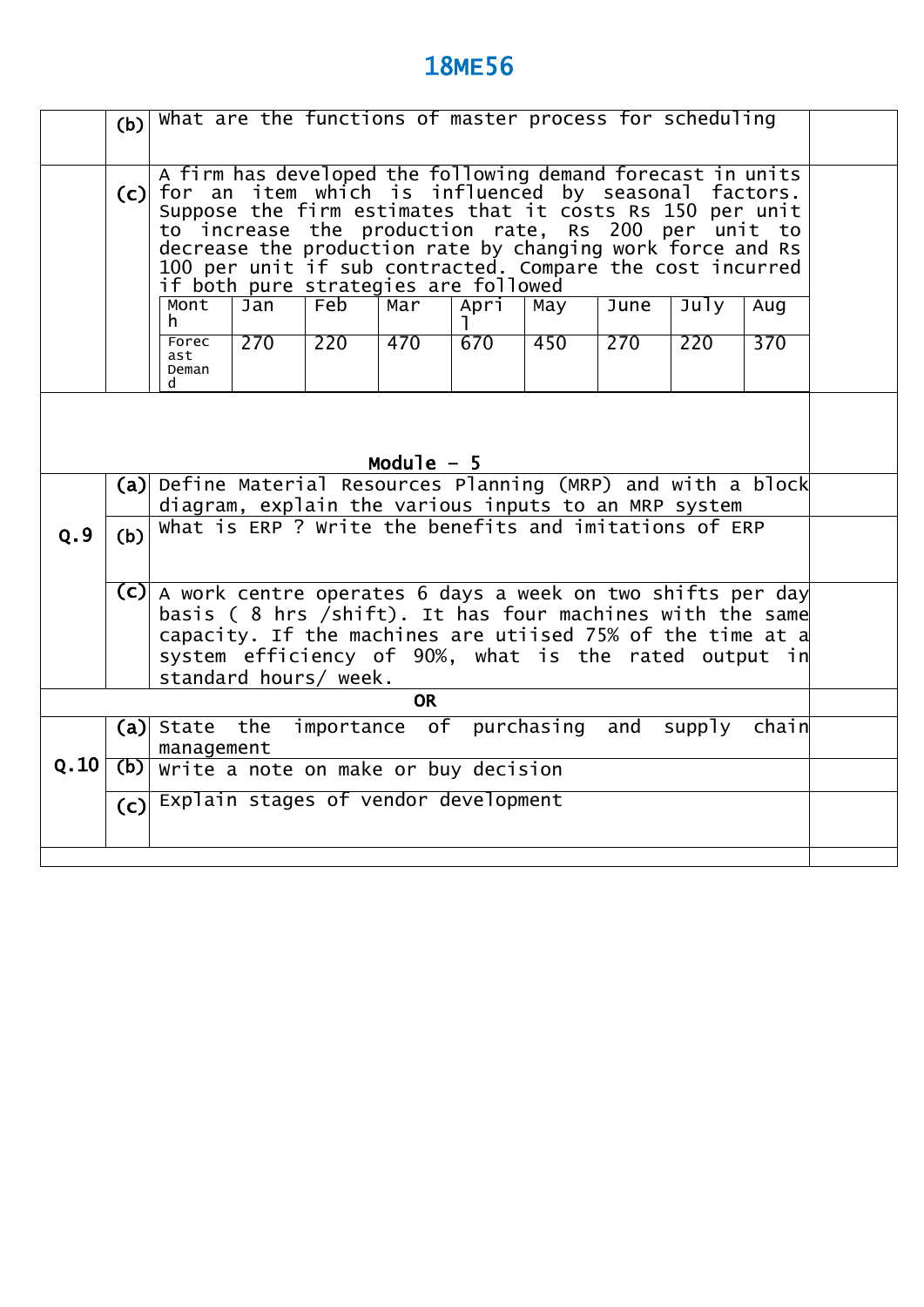| | | | |
|---|---|---|---|
| | (b) | What are the functions of master process for scheduling | |
| | (c) | A firm has developed the following demand forecast in units for an item which is influenced by seasonal factors. Suppose the firm estimates that it costs Rs 150 per unit to increase the production rate, Rs 200 per unit to decrease the production rate by changing work force and Rs 100 per unit if sub contracted. Compare the cost incurred if both pure strategies are followed | |

| Month | Jan | Feb | Mar | April | May | June | July | Aug |
|---|---|---|---|---|---|---|---|---|
| Forecast Demand | 270 | 220 | 470 | 670 | 450 | 270 | 220 | 370 |

## Module – 5

| | | | |
|---|---|---|---|
| Q.9 | (a) | Define Material Resources Planning (MRP) and with a block diagram, explain the various inputs to an MRP system | |
| | (b) | What is ERP ? Write the benefits and imitations of ERP | |
| | (c) | A work centre operates 6 days a week on two shifts per day basis ( 8 hrs /shift). It has four machines with the same capacity. If the machines are utiised 75% of the time at a system efficiency of 90%, what is the rated output in standard hours/ week. | |

**OR**

| | | | |
|---|---|---|---|
| Q.10 | (a) | State the importance of purchasing and supply chain management | |
| | (b) | Write a note on make or buy decision | |
| | (c) | Explain stages of vendor development | |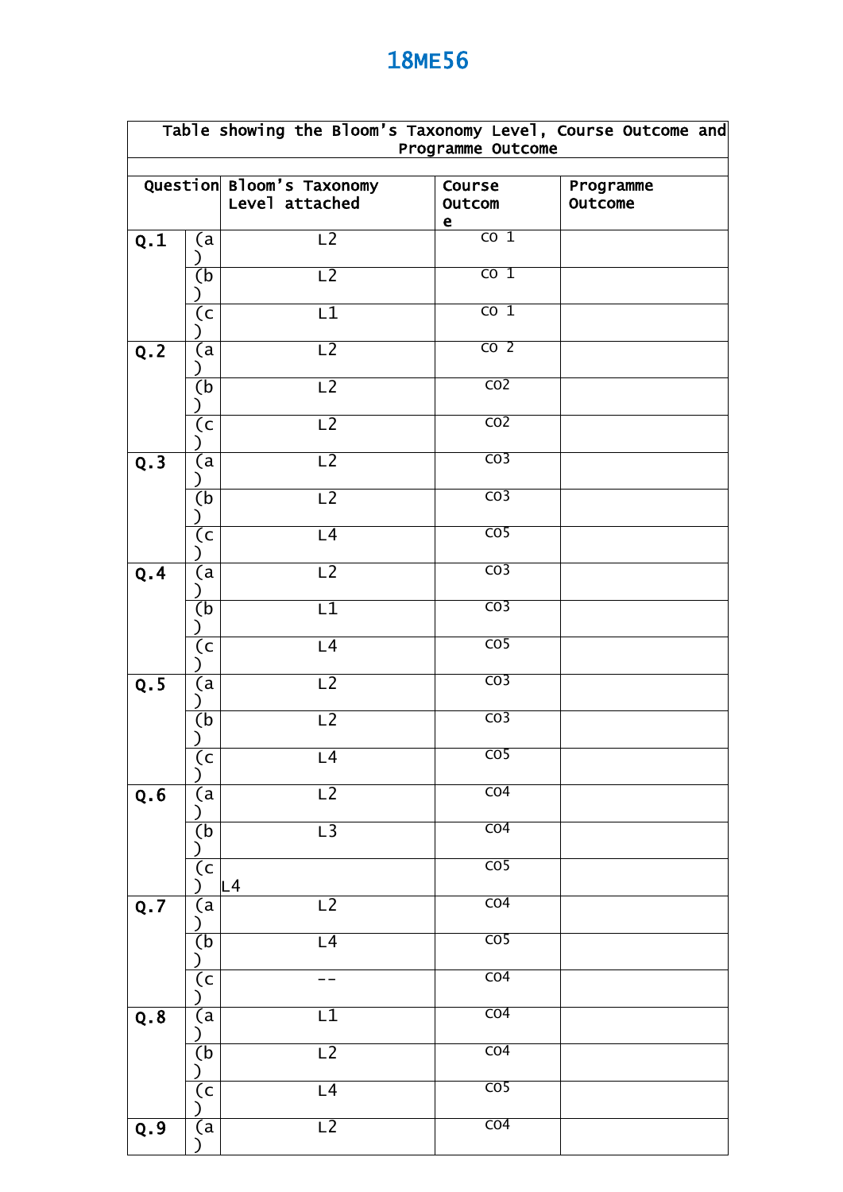18ME56

| Table showing the Bloom's Taxonomy Level, Course Outcome and Programme Outcome | | | | |
|---|---|---|---|---|
| Question | | Bloom's Taxonomy Level attached | Course Outcome | Programme Outcome |
| Q.1 | (a) | L2 | CO 1 | |
| | (b) | L2 | CO 1 | |
| | (c) | L1 | CO 1 | |
| Q.2 | (a) | L2 | CO 2 | |
| | (b) | L2 | CO2 | |
| | (c) | L2 | CO2 | |
| Q.3 | (a) | L2 | CO3 | |
| | (b) | L2 | CO3 | |
| | (c) | L4 | CO5 | |
| Q.4 | (a) | L2 | CO3 | |
| | (b) | L1 | CO3 | |
| | (c) | L4 | CO5 | |
| Q.5 | (a) | L2 | CO3 | |
| | (b) | L2 | CO3 | |
| | (c) | L4 | CO5 | |
| Q.6 | (a) | L2 | CO4 | |
| | (b) | L3 | CO4 | |
| | (c) | L4 | CO5 | |
| Q.7 | (a) | L2 | CO4 | |
| | (b) | L4 | CO5 | |
| | (c) | -- | CO4 | |
| Q.8 | (a) | L1 | CO4 | |
| | (b) | L2 | CO4 | |
| | (c) | L4 | CO5 | |
| Q.9 | (a) | L2 | CO4 | |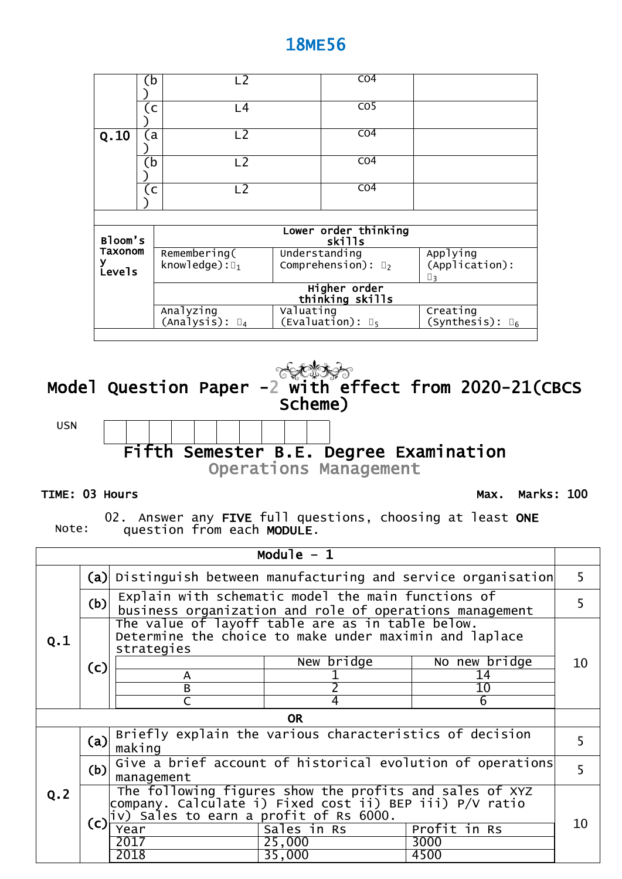# 18ME56

| | | | | |
|---|---|---|---|---|
| | (b) | L2 | CO4 | |
| | (c) | L4 | CO5 | |
| Q.10 | (a) | L2 | CO4 | |
| | (b) | L2 | CO4 | |
| | (c) | L2 | CO4 | |

| Bloom's Taxonomy Levels | Lower order thinking skills | | |
|---|---|---|---|
| | Remembering( knowledge): $L_1$ | Understanding Comprehension): $L_2$ | Applying (Application): $L_3$ |
| | Higher order thinking skills | | |
| | Analyzing (Analysis): $L_4$ | Valuating (Evaluation): $L_5$ | Creating (Synthesis): $L_6$ |

## Model Question Paper -2 with effect from 2020-21(CBCS Scheme)

USN

### Fifth Semester B.E. Degree Examination
### Operations Management

**TIME: 03 Hours** **Max. Marks: 100**

Note: 02. Answer any **FIVE** full questions, choosing at least **ONE** question from each **MODULE.**

| | | Module – 1 | |
|---|---|---|---|
| Q.1 | (a) | Distinguish between manufacturing and service organisation | 5 |
| | (b) | Explain with schematic model the main functions of business organization and role of operations management | 5 |
| | (c) | The value of layoff table are as in table below. Determine the choice to make under maximin and laplace strategies | 10 |

| | New bridge | No new bridge |
|---|---|---|
| A | 1 | 14 |
| B | 2 | 10 |
| C | 4 | 6 |

**OR**

| | | | |
|---|---|---|---|
| Q.2 | (a) | Briefly explain the various characteristics of decision making | 5 |
| | (b) | Give a brief account of historical evolution of operations management | 5 |
| | (c) | The following figures show the profits and sales of XYZ company. Calculate i) Fixed cost ii) BEP iii) P/V ratio iv) Sales to earn a profit of Rs 6000. | 10 |

| Year | Sales in Rs | Profit in Rs |
|---|---|---|
| 2017 | 25,000 | 3000 |
| 2018 | 35,000 | 4500 |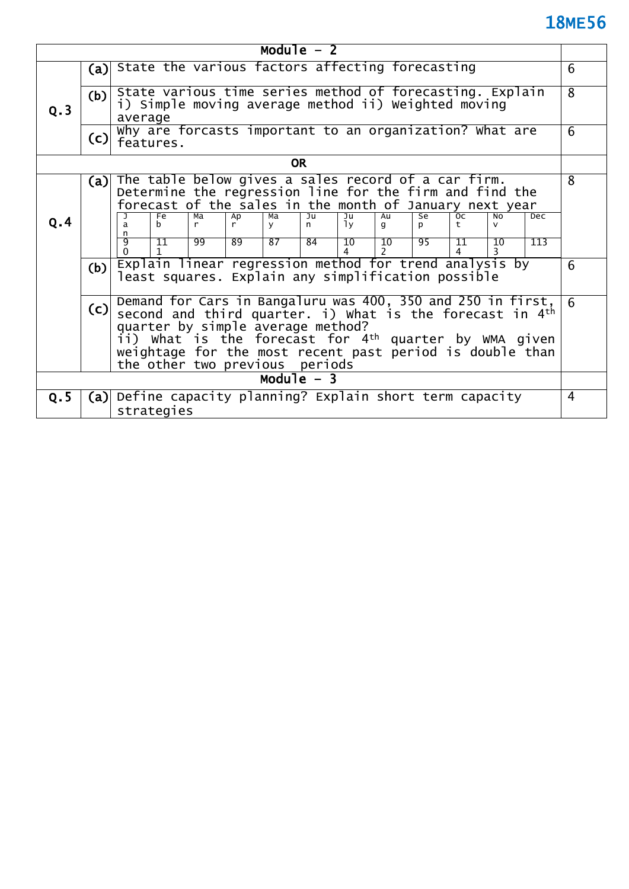## Module – 2

| | | | Marks |
|---|---|---|---|
| **Q.3** | **(a)** | State the various factors affecting forecasting | 6 |
| | **(b)** | State various time series method of forecasting. Explain i) Simple moving average method ii) Weighted moving average | 8 |
| | **(c)** | Why are forcasts important to an organization? What are features. | 6 |

**OR**

| | | | Marks |
|---|---|---|---|
| **Q.4** | **(a)** | The table below gives a sales record of a car firm. Determine the regression line for the firm and find the forecast of the sales in the month of January next year | 8 |
| | **(b)** | Explain linear regression method for trend analysis by least squares. Explain any simplification possible | 6 |
| | **(c)** | Demand for Cars in Bangaluru was 400, 350 and 250 in first, second and third quarter. i) What is the forecast in 4th quarter by simple average method? ii) What is the forecast for 4th quarter by WMA given weightage for the most recent past period is double than the other two previous periods | 6 |

Table for Q.4 (a):

| Jan | Feb | Mar | Apr | May | Jun | July | Aug | Sep | Oct | Nov | Dec |
|---|---|---|---|---|---|---|---|---|---|---|---|
| 90 | 111 | 99 | 89 | 87 | 84 | 104 | 102 | 95 | 114 | 103 | 113 |

## Module – 3

| | | | Marks |
|---|---|---|---|
| **Q.5** | **(a)** | Define capacity planning? Explain short term capacity strategies | 4 |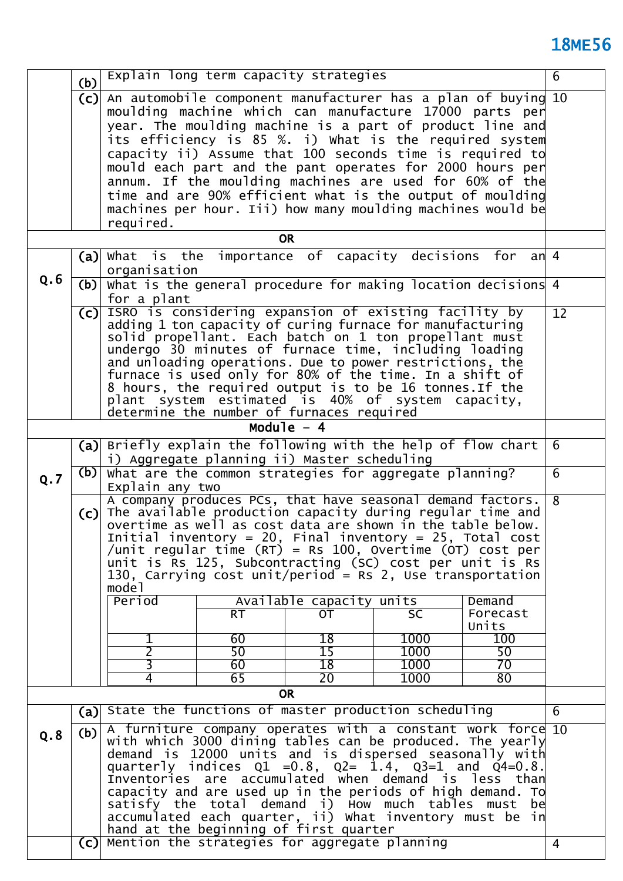| | | | |
|---|---|---|---|
| | (b) | Explain long term capacity strategies | 6 |
| | (c) | An automobile component manufacturer has a plan of buying moulding machine which can manufacture 17000 parts per year. The moulding machine is a part of product line and its efficiency is 85 %. i) What is the required system capacity ii) Assume that 100 seconds time is required to mould each part and the pant operates for 2000 hours per annum. If the moulding machines are used for 60% of the time and are 90% efficient what is the output of moulding machines per hour. Iii) how many moulding machines would be required. | 10 |
| | | **OR** | |
| **Q.6** | (a) | What is the importance of capacity decisions for an organisation | 4 |
| | (b) | What is the general procedure for making location decisions for a plant | 4 |
| | (c) | ISRO is considering expansion of existing facility by adding 1 ton capacity of curing furnace for manufacturing solid propellant. Each batch on 1 ton propellant must undergo 30 minutes of furnace time, including loading and unloading operations. Due to power restrictions, the furnace is used only for 80% of the time. In a shift of 8 hours, the required output is to be 16 tonnes.If the plant system estimated is 40% of system capacity, determine the number of furnaces required | 12 |

**Module – 4**

| | | | |
|---|---|---|---|
| **Q.7** | (a) | Briefly explain the following with the help of flow chart i) Aggregate planning ii) Master scheduling | 6 |
| | (b) | What are the common strategies for aggregate planning? Explain any two | 6 |
| | (c) | A company produces PCs, that have seasonal demand factors. The available production capacity during regular time and overtime as well as cost data are shown in the table below. Initial inventory = 20, Final inventory = 25, Total cost /unit regular time (RT) = Rs 100, Overtime (OT) cost per unit is Rs 125, Subcontracting (SC) cost per unit is Rs 130, Carrying cost unit/period = Rs 2, Use transportation model | 8 |

| Period | Available capacity units | | | Demand Forecast Units |
|---|---|---|---|---|
| | RT | OT | SC | |
| 1 | 60 | 18 | 1000 | 100 |
| 2 | 50 | 15 | 1000 | 50 |
| 3 | 60 | 18 | 1000 | 70 |
| 4 | 65 | 20 | 1000 | 80 |

**OR**

| | | | |
|---|---|---|---|
| **Q.8** | (a) | State the functions of master production scheduling | 6 |
| | (b) | A furniture company operates with a constant work force with which 3000 dining tables can be produced. The yearly demand is 12000 units and is dispersed seasonally with quarterly indices Q1 =0.8, Q2= 1.4, Q3=1 and Q4=0.8. Inventories are accumulated when demand is less than capacity and are used up in the periods of high demand. To satisfy the total demand i) How much tables must be accumulated each quarter, ii) What inventory must be in hand at the beginning of first quarter | 10 |
| | (c) | Mention the strategies for aggregate planning | 4 |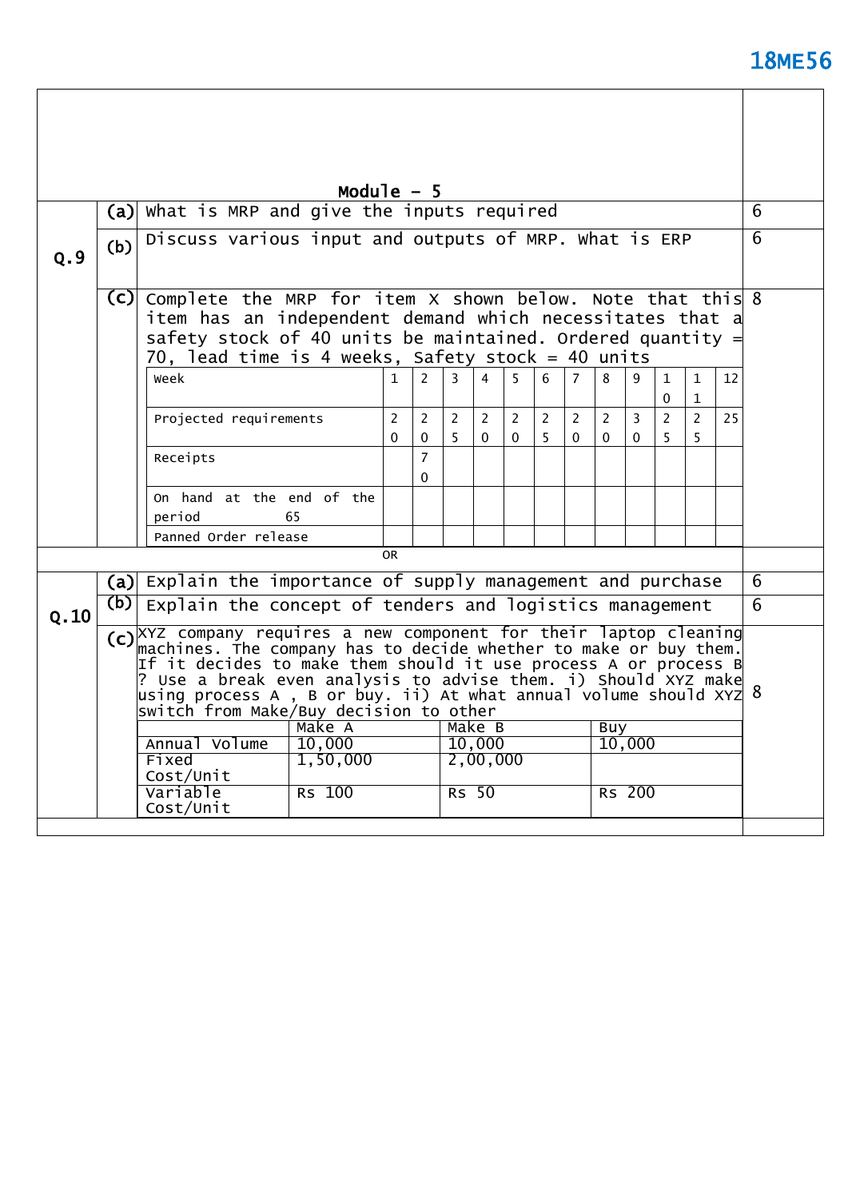## Module – 5

**Q.9**

**(a)** What is MRP and give the inputs required **(6)**

**(b)** Discuss various input and outputs of MRP. What is ERP **(6)**

**(c)** Complete the MRP for item X shown below. Note that this item has an independent demand which necessitates that a safety stock of 40 units be maintained. Ordered quantity = 70, lead time is 4 weeks, Safety stock = 40 units **(8)**

| Week | 1 | 2 | 3 | 4 | 5 | 6 | 7 | 8 | 9 | 10 | 11 | 12 |
|---|---|---|---|---|---|---|---|---|---|---|---|---|
| Projected requirements | 20 | 20 | 25 | 20 | 20 | 25 | 20 | 20 | 30 | 25 | 25 | 25 |
| Receipts | | 70 | | | | | | | | | | |
| On hand at the end of the period 65 | | | | | | | | | | | | |
| Panned Order release | | | | | | | | | | | | |

OR

**Q.10**

**(a)** Explain the importance of supply management and purchase **(6)**

**(b)** Explain the concept of tenders and logistics management **(6)**

**(c)** XYZ company requires a new component for their laptop cleaning machines. The company has to decide whether to make or buy them. If it decides to make them should it use process A or process B ? Use a break even analysis to advise them. i) Should XYZ make using process A , B or buy. ii) At what annual volume should XYZ switch from Make/Buy decision to other **(8)**

| | Make A | Make B | Buy |
|---|---|---|---|
| Annual Volume | 10,000 | 10,000 | 10,000 |
| Fixed Cost/Unit | 1,50,000 | 2,00,000 | |
| Variable Cost/Unit | Rs 100 | Rs 50 | Rs 200 |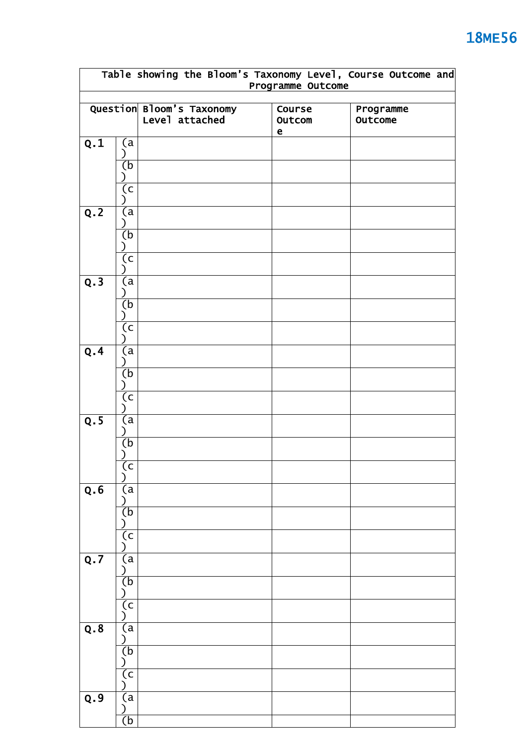| Table showing the Bloom's Taxonomy Level, Course Outcome and Programme Outcome | | | | |
|---|---|---|---|---|
| **Question** | | **Bloom's Taxonomy Level attached** | **Course Outcome** | **Programme Outcome** |
| **Q.1** | (a) | | | |
| | (b) | | | |
| | (c) | | | |
| **Q.2** | (a) | | | |
| | (b) | | | |
| | (c) | | | |
| **Q.3** | (a) | | | |
| | (b) | | | |
| | (c) | | | |
| **Q.4** | (a) | | | |
| | (b) | | | |
| | (c) | | | |
| **Q.5** | (a) | | | |
| | (b) | | | |
| | (c) | | | |
| **Q.6** | (a) | | | |
| | (b) | | | |
| | (c) | | | |
| **Q.7** | (a) | | | |
| | (b) | | | |
| | (c) | | | |
| **Q.8** | (a) | | | |
| | (b) | | | |
| | (c) | | | |
| **Q.9** | (a) | | | |
| | (b | | | |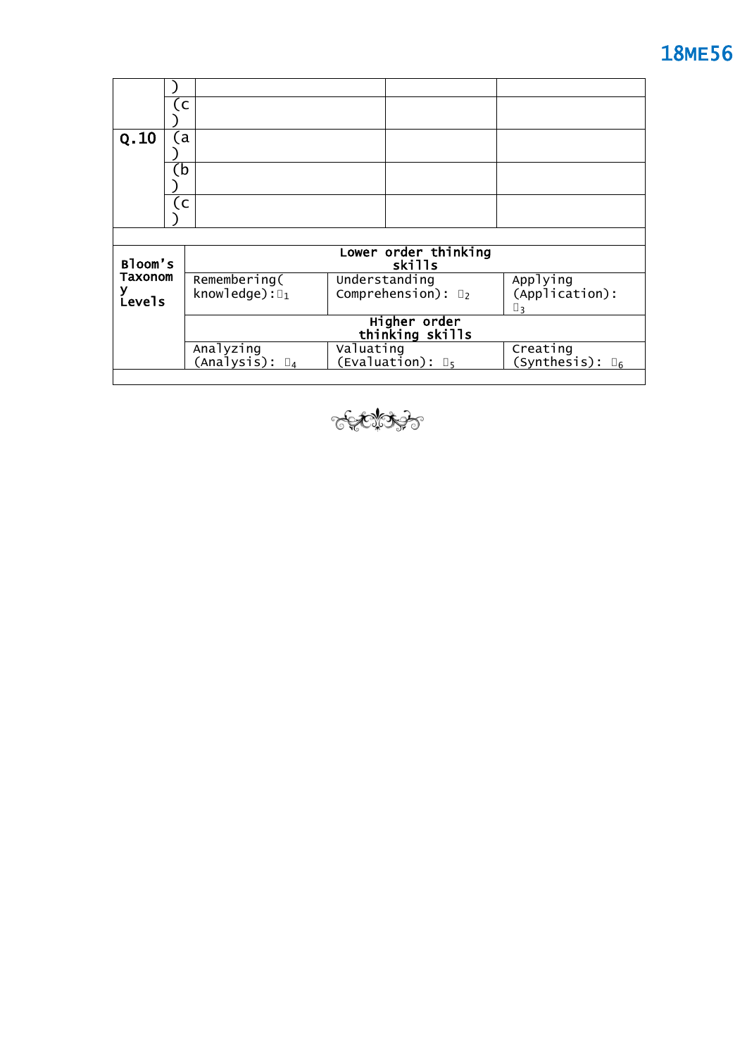| | | | | |
|---|---|---|---|---|
| | ) | | | |
| | (c) | | | |
| **Q.10** | (a) | | | |
| | (b) | | | |
| | (c) | | | |

| | | | |
|---|---|---|---|
| **Bloom's Taxonomy Levels** | **Lower order thinking skills** | | |
| | Remembering( knowledge): $L_1$ | Understanding Comprehension): $L_2$ | Applying (Application): $L_3$ |
| | **Higher order thinking skills** | | |
| | Analyzing (Analysis): $L_4$ | Valuating (Evaluation): $L_5$ | Creating (Synthesis): $L_6$ |